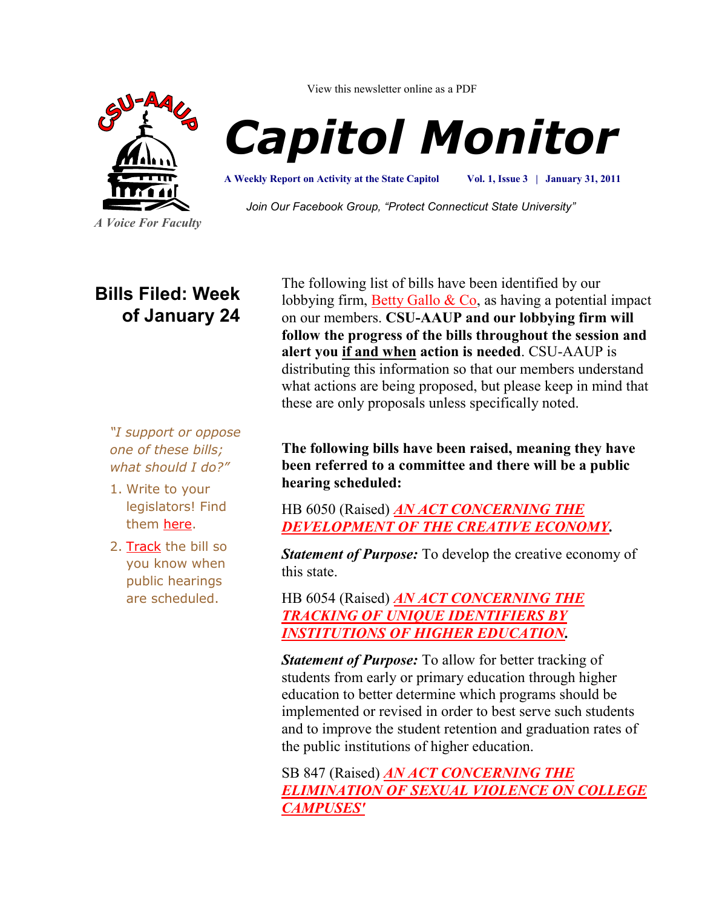View this newsletter online as a PDF

# Capitol Monitor

**A Weekly Report on Activity at the State Capitol** **Vol. 1, Issue 3 | January 31, 2011**

*Join Our Facebook Group, "Protect Connecticut State University"*

*A Voice For Faculty*

## Bills Filed: Week of January 24

*"I support or oppose one of these bills; what should I do?"*

1. Write to your legislators! Find them here.
2. Track the bill so you know when public hearings are scheduled.

The following list of bills have been identified by our lobbying firm, Betty Gallo & Co, as having a potential impact on our members. **CSU-AAUP and our lobbying firm will follow the progress of the bills throughout the session and alert you if and when action is needed**. CSU-AAUP is distributing this information so that our members understand what actions are being proposed, but please keep in mind that these are only proposals unless specifically noted.

**The following bills have been raised, meaning they have been referred to a committee and there will be a public hearing scheduled:**

HB 6050 (Raised) ***AN ACT CONCERNING THE DEVELOPMENT OF THE CREATIVE ECONOMY.***

***Statement of Purpose:*** To develop the creative economy of this state.

HB 6054 (Raised) ***AN ACT CONCERNING THE TRACKING OF UNIQUE IDENTIFIERS BY INSTITUTIONS OF HIGHER EDUCATION.***

***Statement of Purpose:*** To allow for better tracking of students from early or primary education through higher education to better determine which programs should be implemented or revised in order to best serve such students and to improve the student retention and graduation rates of the public institutions of higher education.

SB 847 (Raised) ***AN ACT CONCERNING THE ELIMINATION OF SEXUAL VIOLENCE ON COLLEGE CAMPUSES'***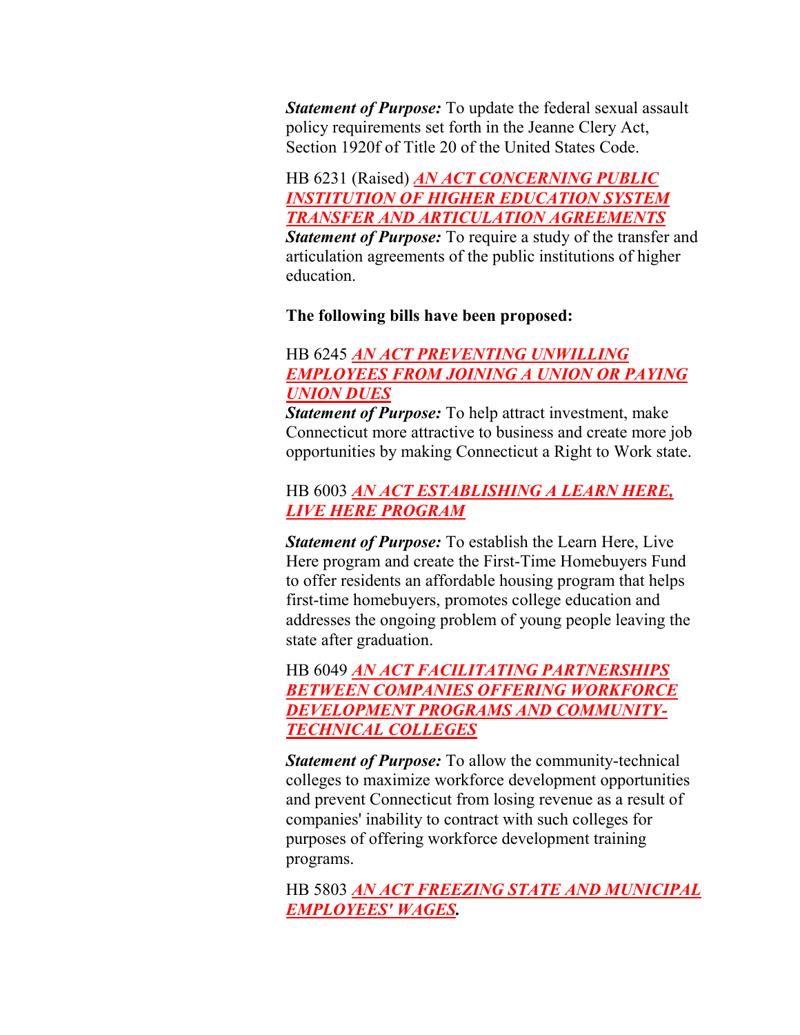***Statement of Purpose:*** To update the federal sexual assault policy requirements set forth in the Jeanne Clery Act, Section 1920f of Title 20 of the United States Code.

HB 6231 (Raised) ***AN ACT CONCERNING PUBLIC INSTITUTION OF HIGHER EDUCATION SYSTEM TRANSFER AND ARTICULATION AGREEMENTS***
***Statement of Purpose:*** To require a study of the transfer and articulation agreements of the public institutions of higher education.

**The following bills have been proposed:**

HB 6245 ***AN ACT PREVENTING UNWILLING EMPLOYEES FROM JOINING A UNION OR PAYING UNION DUES***
***Statement of Purpose:*** To help attract investment, make Connecticut more attractive to business and create more job opportunities by making Connecticut a Right to Work state.

HB 6003 ***AN ACT ESTABLISHING A LEARN HERE, LIVE HERE PROGRAM***

***Statement of Purpose:*** To establish the Learn Here, Live Here program and create the First-Time Homebuyers Fund to offer residents an affordable housing program that helps first-time homebuyers, promotes college education and addresses the ongoing problem of young people leaving the state after graduation.

HB 6049 ***AN ACT FACILITATING PARTNERSHIPS BETWEEN COMPANIES OFFERING WORKFORCE DEVELOPMENT PROGRAMS AND COMMUNITY-TECHNICAL COLLEGES***

***Statement of Purpose:*** To allow the community-technical colleges to maximize workforce development opportunities and prevent Connecticut from losing revenue as a result of companies' inability to contract with such colleges for purposes of offering workforce development training programs.

HB 5803 ***AN ACT FREEZING STATE AND MUNICIPAL EMPLOYEES' WAGES.***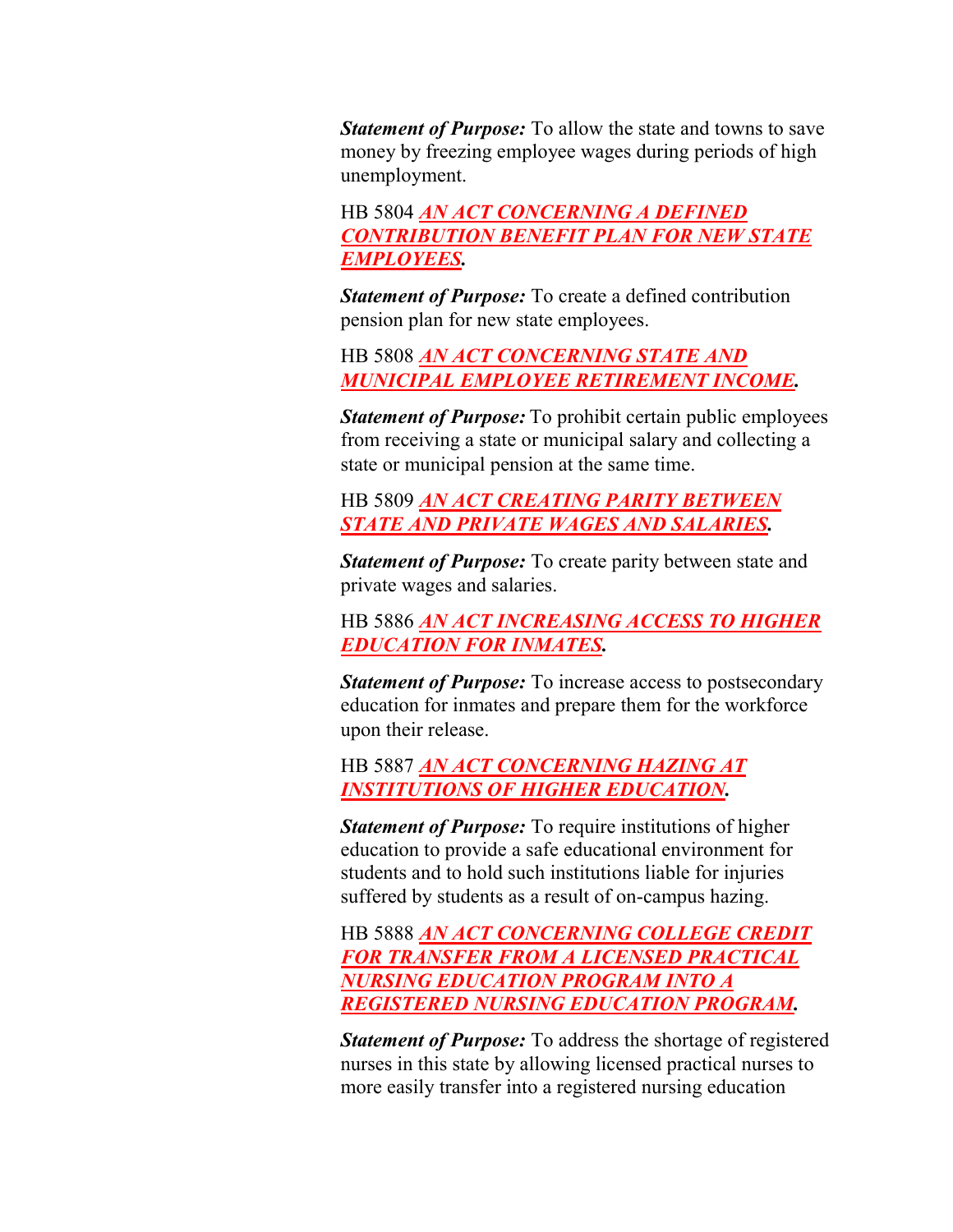***Statement of Purpose:*** To allow the state and towns to save money by freezing employee wages during periods of high unemployment.

HB 5804 ***AN ACT CONCERNING A DEFINED CONTRIBUTION BENEFIT PLAN FOR NEW STATE EMPLOYEES.***

***Statement of Purpose:*** To create a defined contribution pension plan for new state employees.

HB 5808 ***AN ACT CONCERNING STATE AND MUNICIPAL EMPLOYEE RETIREMENT INCOME.***

***Statement of Purpose:*** To prohibit certain public employees from receiving a state or municipal salary and collecting a state or municipal pension at the same time.

HB 5809 ***AN ACT CREATING PARITY BETWEEN STATE AND PRIVATE WAGES AND SALARIES.***

***Statement of Purpose:*** To create parity between state and private wages and salaries.

HB 5886 ***AN ACT INCREASING ACCESS TO HIGHER EDUCATION FOR INMATES.***

***Statement of Purpose:*** To increase access to postsecondary education for inmates and prepare them for the workforce upon their release.

HB 5887 ***AN ACT CONCERNING HAZING AT INSTITUTIONS OF HIGHER EDUCATION.***

***Statement of Purpose:*** To require institutions of higher education to provide a safe educational environment for students and to hold such institutions liable for injuries suffered by students as a result of on-campus hazing.

HB 5888 ***AN ACT CONCERNING COLLEGE CREDIT FOR TRANSFER FROM A LICENSED PRACTICAL NURSING EDUCATION PROGRAM INTO A REGISTERED NURSING EDUCATION PROGRAM.***

***Statement of Purpose:*** To address the shortage of registered nurses in this state by allowing licensed practical nurses to more easily transfer into a registered nursing education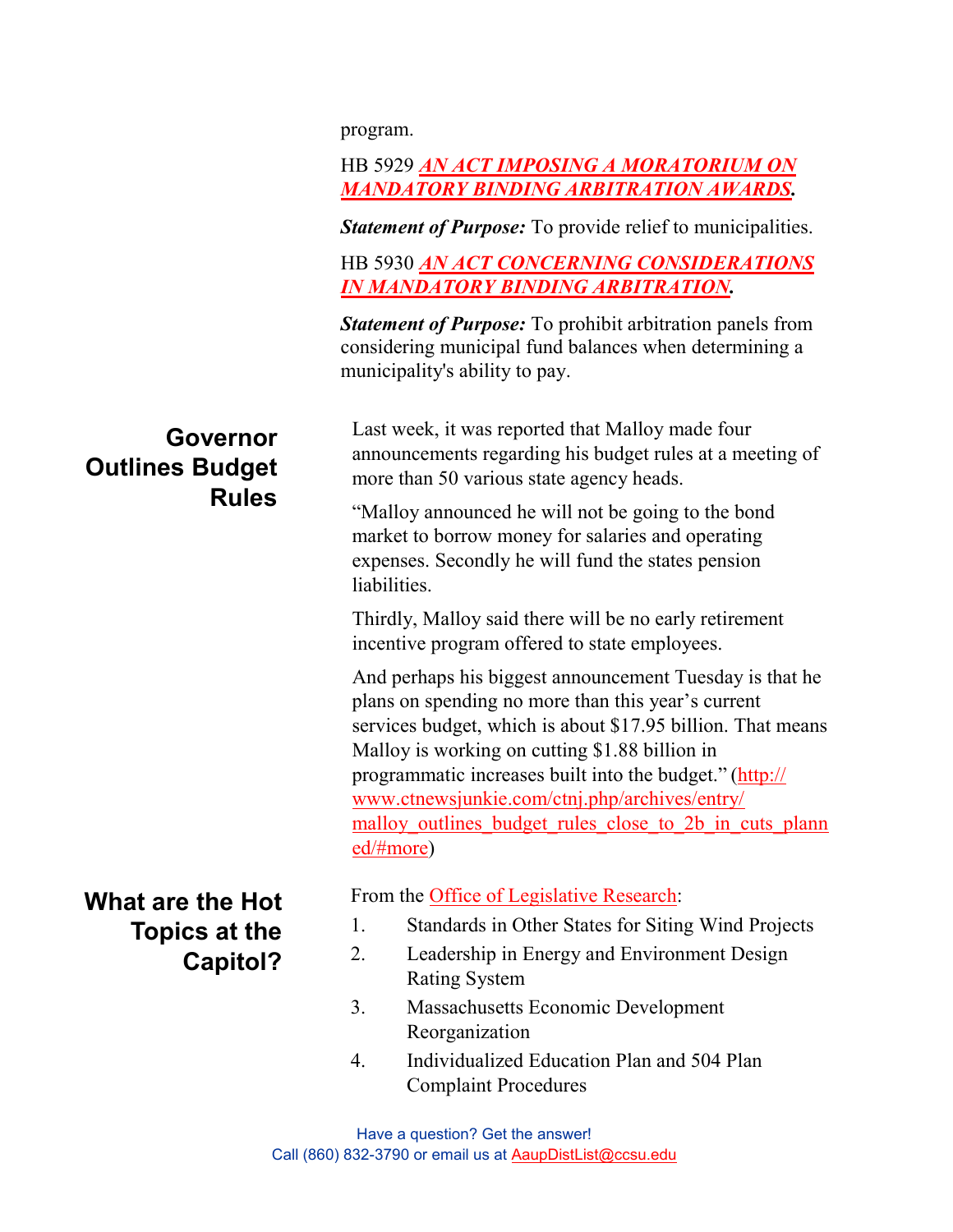program.

HB 5929 ***AN ACT IMPOSING A MORATORIUM ON MANDATORY BINDING ARBITRATION AWARDS.***

***Statement of Purpose:*** To provide relief to municipalities.

HB 5930 ***AN ACT CONCERNING CONSIDERATIONS IN MANDATORY BINDING ARBITRATION.***

***Statement of Purpose:*** To prohibit arbitration panels from considering municipal fund balances when determining a municipality's ability to pay.

## Governor Outlines Budget Rules

Last week, it was reported that Malloy made four announcements regarding his budget rules at a meeting of more than 50 various state agency heads.

"Malloy announced he will not be going to the bond market to borrow money for salaries and operating expenses. Secondly he will fund the states pension liabilities.

Thirdly, Malloy said there will be no early retirement incentive program offered to state employees.

And perhaps his biggest announcement Tuesday is that he plans on spending no more than this year's current services budget, which is about $17.95 billion. That means Malloy is working on cutting $1.88 billion in programmatic increases built into the budget." (http://www.ctnewsjunkie.com/ctnj.php/archives/entry/malloy_outlines_budget_rules_close_to_2b_in_cuts_planned/#more)

## What are the Hot Topics at the Capitol?

From the Office of Legislative Research:

1. Standards in Other States for Siting Wind Projects
2. Leadership in Energy and Environment Design Rating System
3. Massachusetts Economic Development Reorganization
4. Individualized Education Plan and 504 Plan Complaint Procedures

Have a question? Get the answer!
Call (860) 832-3790 or email us at AaupDistList@ccsu.edu